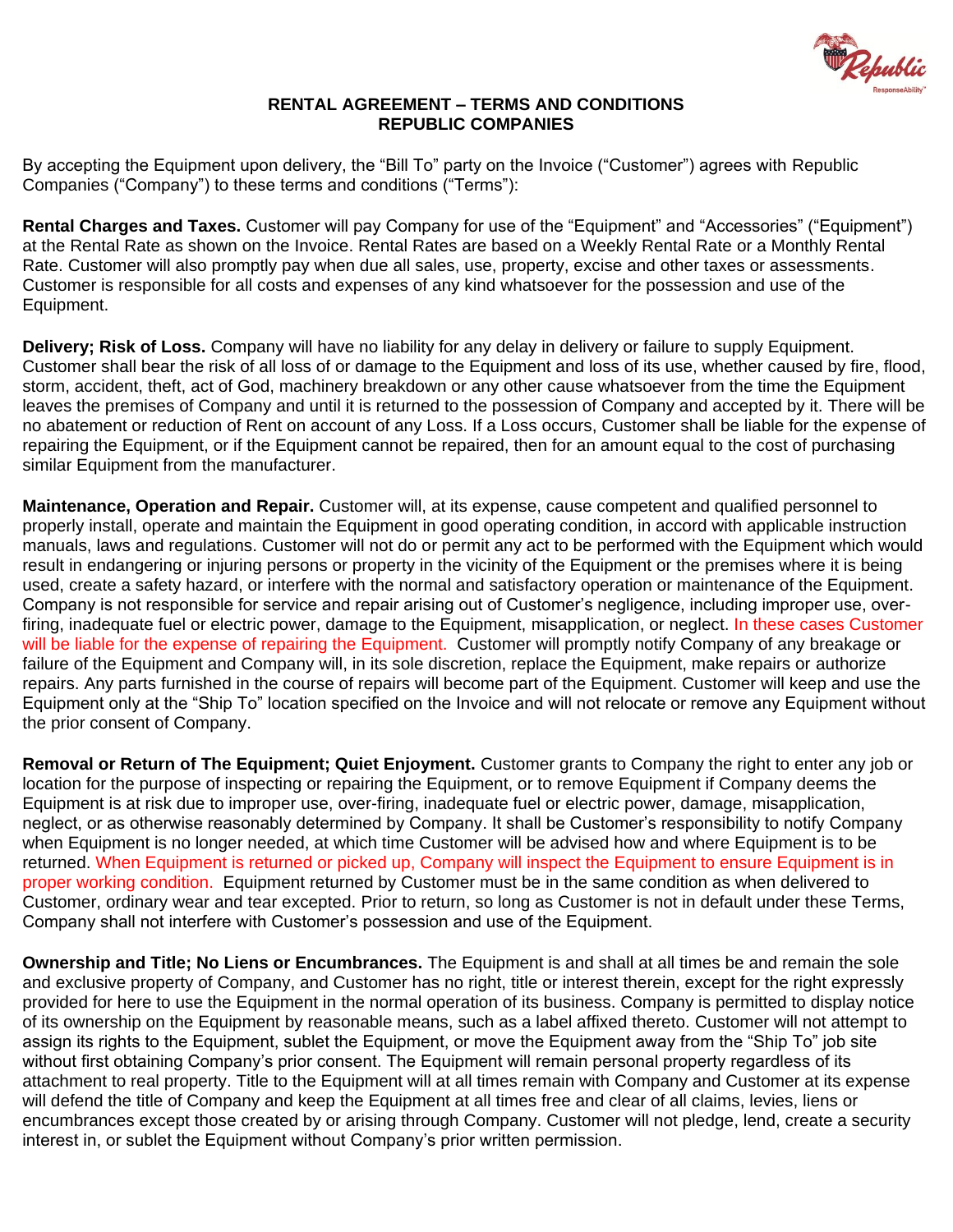# RENTAL AGREEMENT – TERMS AND CONDITIONS
## REPUBLIC COMPANIES

By accepting the Equipment upon delivery, the "Bill To" party on the Invoice ("Customer") agrees with Republic Companies ("Company") to these terms and conditions ("Terms"):

**Rental Charges and Taxes.** Customer will pay Company for use of the "Equipment" and "Accessories" ("Equipment") at the Rental Rate as shown on the Invoice. Rental Rates are based on a Weekly Rental Rate or a Monthly Rental Rate. Customer will also promptly pay when due all sales, use, property, excise and other taxes or assessments. Customer is responsible for all costs and expenses of any kind whatsoever for the possession and use of the Equipment.

**Delivery; Risk of Loss.** Company will have no liability for any delay in delivery or failure to supply Equipment. Customer shall bear the risk of all loss of or damage to the Equipment and loss of its use, whether caused by fire, flood, storm, accident, theft, act of God, machinery breakdown or any other cause whatsoever from the time the Equipment leaves the premises of Company and until it is returned to the possession of Company and accepted by it. There will be no abatement or reduction of Rent on account of any Loss. If a Loss occurs, Customer shall be liable for the expense of repairing the Equipment, or if the Equipment cannot be repaired, then for an amount equal to the cost of purchasing similar Equipment from the manufacturer.

**Maintenance, Operation and Repair.** Customer will, at its expense, cause competent and qualified personnel to properly install, operate and maintain the Equipment in good operating condition, in accord with applicable instruction manuals, laws and regulations. Customer will not do or permit any act to be performed with the Equipment which would result in endangering or injuring persons or property in the vicinity of the Equipment or the premises where it is being used, create a safety hazard, or interfere with the normal and satisfactory operation or maintenance of the Equipment. Company is not responsible for service and repair arising out of Customer's negligence, including improper use, over-firing, inadequate fuel or electric power, damage to the Equipment, misapplication, or neglect. In these cases Customer will be liable for the expense of repairing the Equipment. Customer will promptly notify Company of any breakage or failure of the Equipment and Company will, in its sole discretion, replace the Equipment, make repairs or authorize repairs. Any parts furnished in the course of repairs will become part of the Equipment. Customer will keep and use the Equipment only at the "Ship To" location specified on the Invoice and will not relocate or remove any Equipment without the prior consent of Company.

**Removal or Return of The Equipment; Quiet Enjoyment.** Customer grants to Company the right to enter any job or location for the purpose of inspecting or repairing the Equipment, or to remove Equipment if Company deems the Equipment is at risk due to improper use, over-firing, inadequate fuel or electric power, damage, misapplication, neglect, or as otherwise reasonably determined by Company. It shall be Customer's responsibility to notify Company when Equipment is no longer needed, at which time Customer will be advised how and where Equipment is to be returned. When Equipment is returned or picked up, Company will inspect the Equipment to ensure Equipment is in proper working condition. Equipment returned by Customer must be in the same condition as when delivered to Customer, ordinary wear and tear excepted. Prior to return, so long as Customer is not in default under these Terms, Company shall not interfere with Customer's possession and use of the Equipment.

**Ownership and Title; No Liens or Encumbrances.** The Equipment is and shall at all times be and remain the sole and exclusive property of Company, and Customer has no right, title or interest therein, except for the right expressly provided for here to use the Equipment in the normal operation of its business. Company is permitted to display notice of its ownership on the Equipment by reasonable means, such as a label affixed thereto. Customer will not attempt to assign its rights to the Equipment, sublet the Equipment, or move the Equipment away from the "Ship To" job site without first obtaining Company's prior consent. The Equipment will remain personal property regardless of its attachment to real property. Title to the Equipment will at all times remain with Company and Customer at its expense will defend the title of Company and keep the Equipment at all times free and clear of all claims, levies, liens or encumbrances except those created by or arising through Company. Customer will not pledge, lend, create a security interest in, or sublet the Equipment without Company's prior written permission.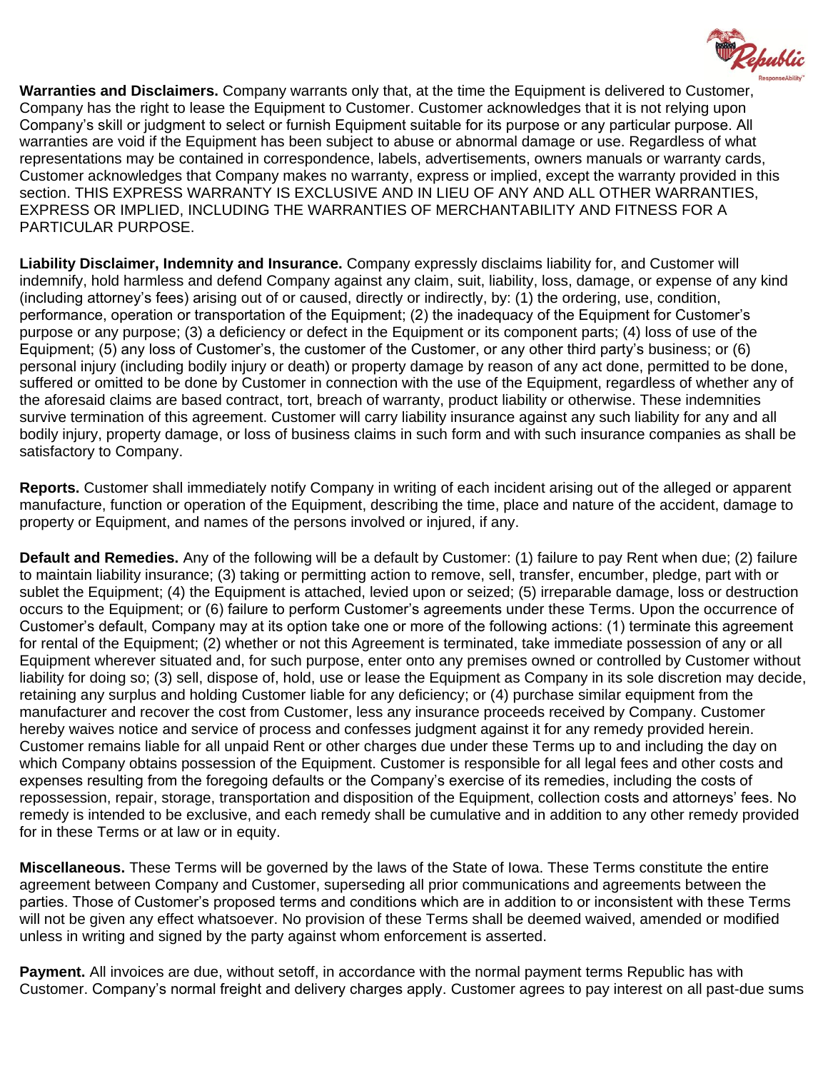**Warranties and Disclaimers.** Company warrants only that, at the time the Equipment is delivered to Customer, Company has the right to lease the Equipment to Customer. Customer acknowledges that it is not relying upon Company's skill or judgment to select or furnish Equipment suitable for its purpose or any particular purpose. All warranties are void if the Equipment has been subject to abuse or abnormal damage or use. Regardless of what representations may be contained in correspondence, labels, advertisements, owners manuals or warranty cards, Customer acknowledges that Company makes no warranty, express or implied, except the warranty provided in this section. THIS EXPRESS WARRANTY IS EXCLUSIVE AND IN LIEU OF ANY AND ALL OTHER WARRANTIES, EXPRESS OR IMPLIED, INCLUDING THE WARRANTIES OF MERCHANTABILITY AND FITNESS FOR A PARTICULAR PURPOSE.

**Liability Disclaimer, Indemnity and Insurance.** Company expressly disclaims liability for, and Customer will indemnify, hold harmless and defend Company against any claim, suit, liability, loss, damage, or expense of any kind (including attorney's fees) arising out of or caused, directly or indirectly, by: (1) the ordering, use, condition, performance, operation or transportation of the Equipment; (2) the inadequacy of the Equipment for Customer's purpose or any purpose; (3) a deficiency or defect in the Equipment or its component parts; (4) loss of use of the Equipment; (5) any loss of Customer's, the customer of the Customer, or any other third party's business; or (6) personal injury (including bodily injury or death) or property damage by reason of any act done, permitted to be done, suffered or omitted to be done by Customer in connection with the use of the Equipment, regardless of whether any of the aforesaid claims are based contract, tort, breach of warranty, product liability or otherwise. These indemnities survive termination of this agreement. Customer will carry liability insurance against any such liability for any and all bodily injury, property damage, or loss of business claims in such form and with such insurance companies as shall be satisfactory to Company.

**Reports.** Customer shall immediately notify Company in writing of each incident arising out of the alleged or apparent manufacture, function or operation of the Equipment, describing the time, place and nature of the accident, damage to property or Equipment, and names of the persons involved or injured, if any.

**Default and Remedies.** Any of the following will be a default by Customer: (1) failure to pay Rent when due; (2) failure to maintain liability insurance; (3) taking or permitting action to remove, sell, transfer, encumber, pledge, part with or sublet the Equipment; (4) the Equipment is attached, levied upon or seized; (5) irreparable damage, loss or destruction occurs to the Equipment; or (6) failure to perform Customer's agreements under these Terms. Upon the occurrence of Customer's default, Company may at its option take one or more of the following actions: (1) terminate this agreement for rental of the Equipment; (2) whether or not this Agreement is terminated, take immediate possession of any or all Equipment wherever situated and, for such purpose, enter onto any premises owned or controlled by Customer without liability for doing so; (3) sell, dispose of, hold, use or lease the Equipment as Company in its sole discretion may decide, retaining any surplus and holding Customer liable for any deficiency; or (4) purchase similar equipment from the manufacturer and recover the cost from Customer, less any insurance proceeds received by Company. Customer hereby waives notice and service of process and confesses judgment against it for any remedy provided herein. Customer remains liable for all unpaid Rent or other charges due under these Terms up to and including the day on which Company obtains possession of the Equipment. Customer is responsible for all legal fees and other costs and expenses resulting from the foregoing defaults or the Company's exercise of its remedies, including the costs of repossession, repair, storage, transportation and disposition of the Equipment, collection costs and attorneys' fees. No remedy is intended to be exclusive, and each remedy shall be cumulative and in addition to any other remedy provided for in these Terms or at law or in equity.

**Miscellaneous.** These Terms will be governed by the laws of the State of Iowa. These Terms constitute the entire agreement between Company and Customer, superseding all prior communications and agreements between the parties. Those of Customer's proposed terms and conditions which are in addition to or inconsistent with these Terms will not be given any effect whatsoever. No provision of these Terms shall be deemed waived, amended or modified unless in writing and signed by the party against whom enforcement is asserted.

**Payment.** All invoices are due, without setoff, in accordance with the normal payment terms Republic has with Customer. Company's normal freight and delivery charges apply. Customer agrees to pay interest on all past-due sums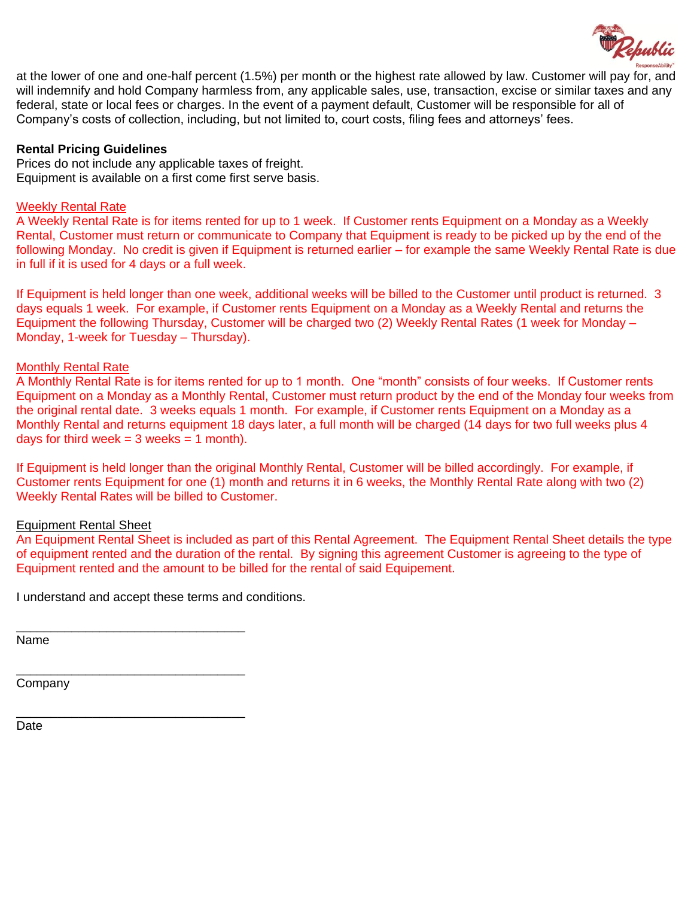at the lower of one and one-half percent (1.5%) per month or the highest rate allowed by law. Customer will pay for, and will indemnify and hold Company harmless from, any applicable sales, use, transaction, excise or similar taxes and any federal, state or local fees or charges. In the event of a payment default, Customer will be responsible for all of Company's costs of collection, including, but not limited to, court costs, filing fees and attorneys' fees.

**Rental Pricing Guidelines**

Prices do not include any applicable taxes of freight.
Equipment is available on a first come first serve basis.

Weekly Rental Rate

A Weekly Rental Rate is for items rented for up to 1 week. If Customer rents Equipment on a Monday as a Weekly Rental, Customer must return or communicate to Company that Equipment is ready to be picked up by the end of the following Monday. No credit is given if Equipment is returned earlier – for example the same Weekly Rental Rate is due in full if it is used for 4 days or a full week.

If Equipment is held longer than one week, additional weeks will be billed to the Customer until product is returned. 3 days equals 1 week. For example, if Customer rents Equipment on a Monday as a Weekly Rental and returns the Equipment the following Thursday, Customer will be charged two (2) Weekly Rental Rates (1 week for Monday – Monday, 1-week for Tuesday – Thursday).

Monthly Rental Rate

A Monthly Rental Rate is for items rented for up to 1 month. One "month" consists of four weeks. If Customer rents Equipment on a Monday as a Monthly Rental, Customer must return product by the end of the Monday four weeks from the original rental date. 3 weeks equals 1 month. For example, if Customer rents Equipment on a Monday as a Monthly Rental and returns equipment 18 days later, a full month will be charged (14 days for two full weeks plus 4 days for third week = 3 weeks = 1 month).

If Equipment is held longer than the original Monthly Rental, Customer will be billed accordingly. For example, if Customer rents Equipment for one (1) month and returns it in 6 weeks, the Monthly Rental Rate along with two (2) Weekly Rental Rates will be billed to Customer.

Equipment Rental Sheet

An Equipment Rental Sheet is included as part of this Rental Agreement. The Equipment Rental Sheet details the type of equipment rented and the duration of the rental. By signing this agreement Customer is agreeing to the type of Equipment rented and the amount to be billed for the rental of said Equipement.

I understand and accept these terms and conditions.

\_\_\_\_\_\_\_\_\_\_\_\_\_\_\_\_\_\_\_\_\_\_\_\_\_\_\_\_\_\_\_\_\_\_

Name

\_\_\_\_\_\_\_\_\_\_\_\_\_\_\_\_\_\_\_\_\_\_\_\_\_\_\_\_\_\_\_\_\_\_

Company

\_\_\_\_\_\_\_\_\_\_\_\_\_\_\_\_\_\_\_\_\_\_\_\_\_\_\_\_\_\_\_\_\_\_

Date